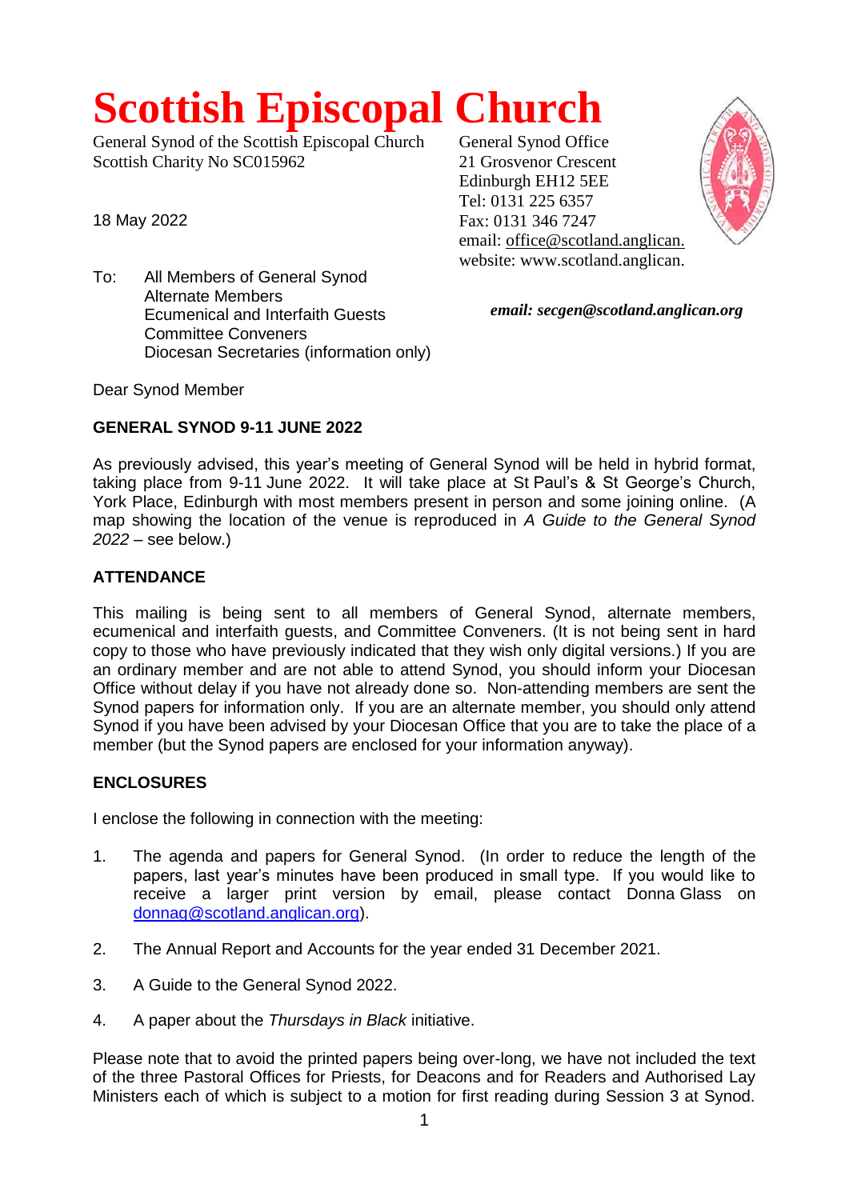# Scottish Episcopal Church

General Synod of the Scottish Episcopal Church
Scottish Charity No SC015962

General Synod Office
21 Grosvenor Crescent
Edinburgh EH12 5EE
Tel: 0131 225 6357
Fax: 0131 346 7247
email: office@scotland.anglican.
website: www.scotland.anglican.

18 May 2022

***email: secgen@scotland.anglican.org***

To: All Members of General Synod
Alternate Members
Ecumenical and Interfaith Guests
Committee Conveners
Diocesan Secretaries (information only)

Dear Synod Member

**GENERAL SYNOD 9-11 JUNE 2022**

As previously advised, this year's meeting of General Synod will be held in hybrid format, taking place from 9-11 June 2022. It will take place at St Paul's & St George's Church, York Place, Edinburgh with most members present in person and some joining online. (A map showing the location of the venue is reproduced in *A Guide to the General Synod 2022* – see below.)

**ATTENDANCE**

This mailing is being sent to all members of General Synod, alternate members, ecumenical and interfaith guests, and Committee Conveners. (It is not being sent in hard copy to those who have previously indicated that they wish only digital versions.) If you are an ordinary member and are not able to attend Synod, you should inform your Diocesan Office without delay if you have not already done so. Non-attending members are sent the Synod papers for information only. If you are an alternate member, you should only attend Synod if you have been advised by your Diocesan Office that you are to take the place of a member (but the Synod papers are enclosed for your information anyway).

**ENCLOSURES**

I enclose the following in connection with the meeting:

1. The agenda and papers for General Synod. (In order to reduce the length of the papers, last year's minutes have been produced in small type. If you would like to receive a larger print version by email, please contact Donna Glass on donnag@scotland.anglican.org).

2. The Annual Report and Accounts for the year ended 31 December 2021.

3. A Guide to the General Synod 2022.

4. A paper about the *Thursdays in Black* initiative.

Please note that to avoid the printed papers being over-long, we have not included the text of the three Pastoral Offices for Priests, for Deacons and for Readers and Authorised Lay Ministers each of which is subject to a motion for first reading during Session 3 at Synod.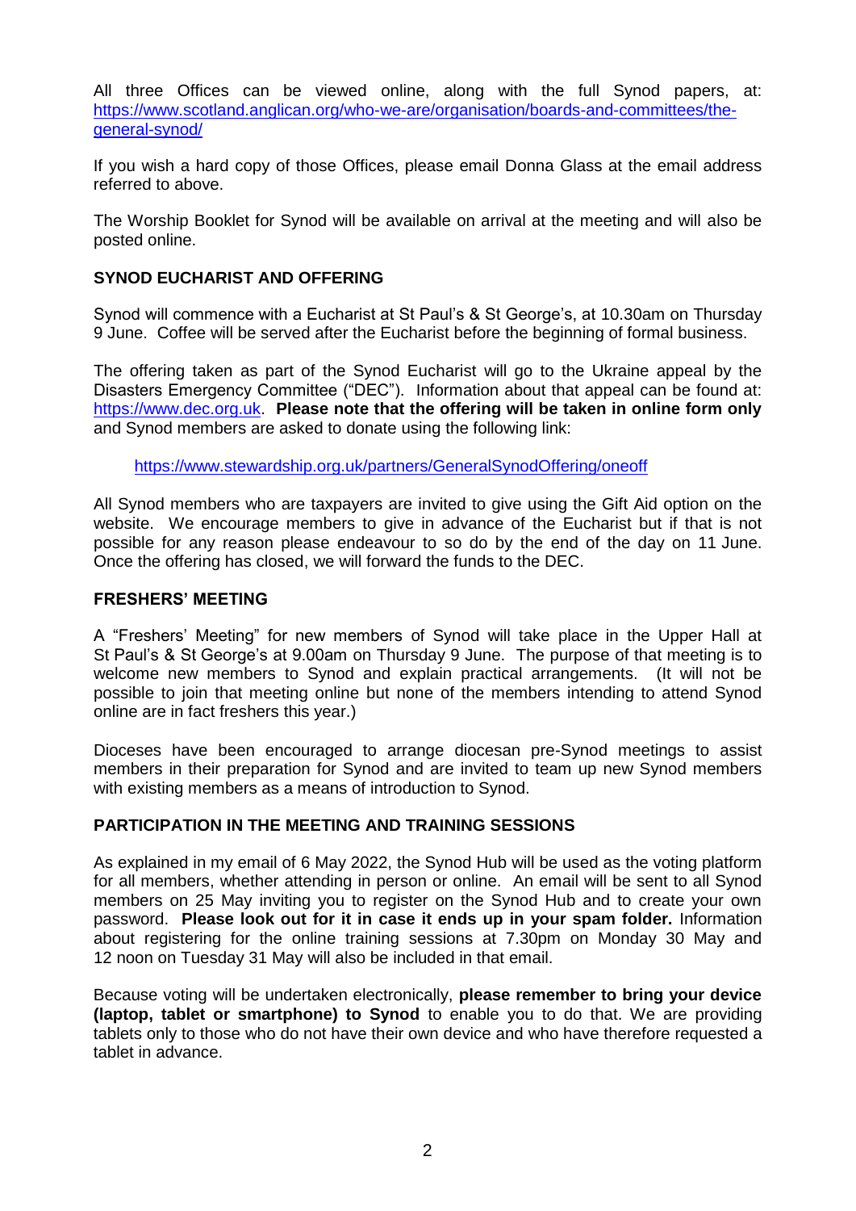All three Offices can be viewed online, along with the full Synod papers, at: [https://www.scotland.anglican.org/who-we-are/organisation/boards-and-committees/the-general-synod/](https://www.scotland.anglican.org/who-we-are/organisation/boards-and-committees/the-general-synod/)

If you wish a hard copy of those Offices, please email Donna Glass at the email address referred to above.

The Worship Booklet for Synod will be available on arrival at the meeting and will also be posted online.

**SYNOD EUCHARIST AND OFFERING**

Synod will commence with a Eucharist at St Paul's & St George's, at 10.30am on Thursday 9 June. Coffee will be served after the Eucharist before the beginning of formal business.

The offering taken as part of the Synod Eucharist will go to the Ukraine appeal by the Disasters Emergency Committee ("DEC"). Information about that appeal can be found at: [https://www.dec.org.uk](https://www.dec.org.uk). **Please note that the offering will be taken in online form only** and Synod members are asked to donate using the following link:

[https://www.stewardship.org.uk/partners/GeneralSynodOffering/oneoff](https://www.stewardship.org.uk/partners/GeneralSynodOffering/oneoff)

All Synod members who are taxpayers are invited to give using the Gift Aid option on the website. We encourage members to give in advance of the Eucharist but if that is not possible for any reason please endeavour to so do by the end of the day on 11 June. Once the offering has closed, we will forward the funds to the DEC.

**FRESHERS' MEETING**

A "Freshers' Meeting" for new members of Synod will take place in the Upper Hall at St Paul's & St George's at 9.00am on Thursday 9 June. The purpose of that meeting is to welcome new members to Synod and explain practical arrangements. (It will not be possible to join that meeting online but none of the members intending to attend Synod online are in fact freshers this year.)

Dioceses have been encouraged to arrange diocesan pre-Synod meetings to assist members in their preparation for Synod and are invited to team up new Synod members with existing members as a means of introduction to Synod.

**PARTICIPATION IN THE MEETING AND TRAINING SESSIONS**

As explained in my email of 6 May 2022, the Synod Hub will be used as the voting platform for all members, whether attending in person or online. An email will be sent to all Synod members on 25 May inviting you to register on the Synod Hub and to create your own password. **Please look out for it in case it ends up in your spam folder.** Information about registering for the online training sessions at 7.30pm on Monday 30 May and 12 noon on Tuesday 31 May will also be included in that email.

Because voting will be undertaken electronically, **please remember to bring your device (laptop, tablet or smartphone) to Synod** to enable you to do that. We are providing tablets only to those who do not have their own device and who have therefore requested a tablet in advance.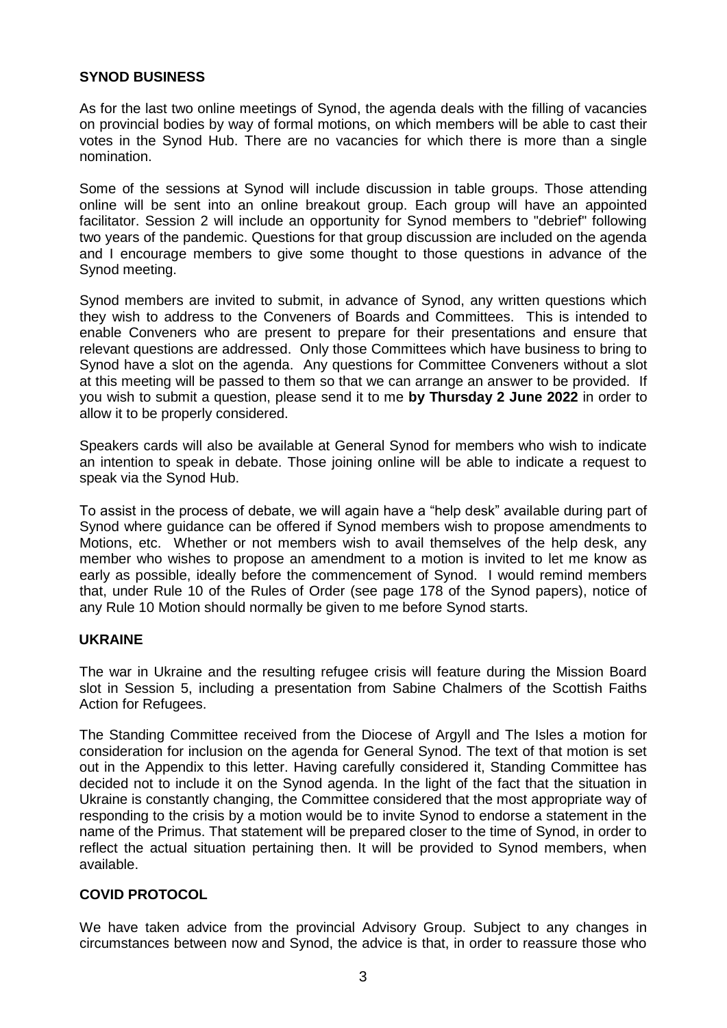**SYNOD BUSINESS**

As for the last two online meetings of Synod, the agenda deals with the filling of vacancies on provincial bodies by way of formal motions, on which members will be able to cast their votes in the Synod Hub. There are no vacancies for which there is more than a single nomination.

Some of the sessions at Synod will include discussion in table groups. Those attending online will be sent into an online breakout group. Each group will have an appointed facilitator. Session 2 will include an opportunity for Synod members to "debrief" following two years of the pandemic. Questions for that group discussion are included on the agenda and I encourage members to give some thought to those questions in advance of the Synod meeting.

Synod members are invited to submit, in advance of Synod, any written questions which they wish to address to the Conveners of Boards and Committees. This is intended to enable Conveners who are present to prepare for their presentations and ensure that relevant questions are addressed. Only those Committees which have business to bring to Synod have a slot on the agenda. Any questions for Committee Conveners without a slot at this meeting will be passed to them so that we can arrange an answer to be provided. If you wish to submit a question, please send it to me **by Thursday 2 June 2022** in order to allow it to be properly considered.

Speakers cards will also be available at General Synod for members who wish to indicate an intention to speak in debate. Those joining online will be able to indicate a request to speak via the Synod Hub.

To assist in the process of debate, we will again have a "help desk" available during part of Synod where guidance can be offered if Synod members wish to propose amendments to Motions, etc. Whether or not members wish to avail themselves of the help desk, any member who wishes to propose an amendment to a motion is invited to let me know as early as possible, ideally before the commencement of Synod. I would remind members that, under Rule 10 of the Rules of Order (see page 178 of the Synod papers), notice of any Rule 10 Motion should normally be given to me before Synod starts.

**UKRAINE**

The war in Ukraine and the resulting refugee crisis will feature during the Mission Board slot in Session 5, including a presentation from Sabine Chalmers of the Scottish Faiths Action for Refugees.

The Standing Committee received from the Diocese of Argyll and The Isles a motion for consideration for inclusion on the agenda for General Synod. The text of that motion is set out in the Appendix to this letter. Having carefully considered it, Standing Committee has decided not to include it on the Synod agenda. In the light of the fact that the situation in Ukraine is constantly changing, the Committee considered that the most appropriate way of responding to the crisis by a motion would be to invite Synod to endorse a statement in the name of the Primus. That statement will be prepared closer to the time of Synod, in order to reflect the actual situation pertaining then. It will be provided to Synod members, when available.

**COVID PROTOCOL**

We have taken advice from the provincial Advisory Group. Subject to any changes in circumstances between now and Synod, the advice is that, in order to reassure those who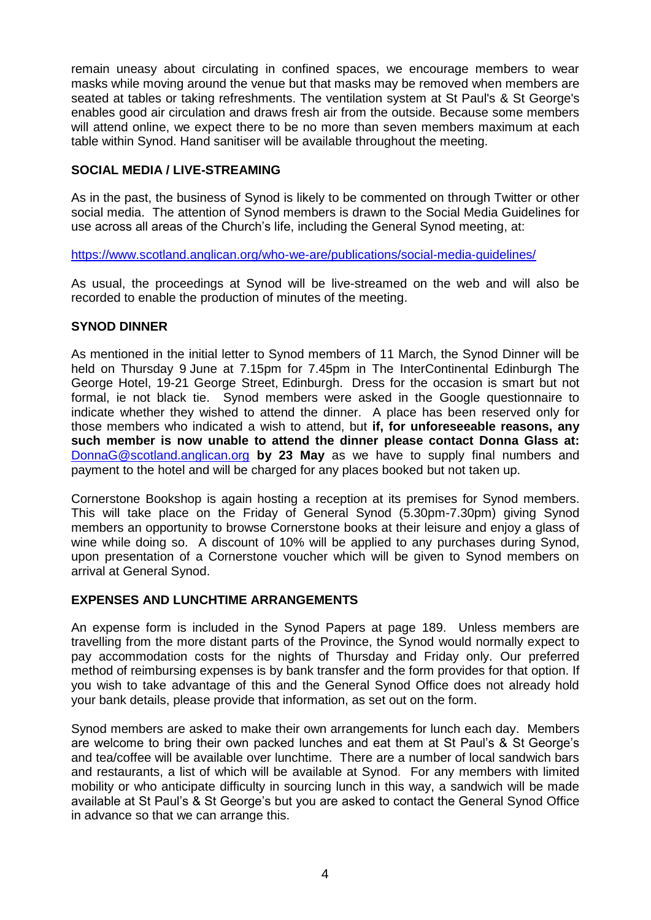remain uneasy about circulating in confined spaces, we encourage members to wear masks while moving around the venue but that masks may be removed when members are seated at tables or taking refreshments. The ventilation system at St Paul's & St George's enables good air circulation and draws fresh air from the outside. Because some members will attend online, we expect there to be no more than seven members maximum at each table within Synod. Hand sanitiser will be available throughout the meeting.

## SOCIAL MEDIA / LIVE-STREAMING

As in the past, the business of Synod is likely to be commented on through Twitter or other social media. The attention of Synod members is drawn to the Social Media Guidelines for use across all areas of the Church's life, including the General Synod meeting, at:

https://www.scotland.anglican.org/who-we-are/publications/social-media-guidelines/

As usual, the proceedings at Synod will be live-streamed on the web and will also be recorded to enable the production of minutes of the meeting.

## SYNOD DINNER

As mentioned in the initial letter to Synod members of 11 March, the Synod Dinner will be held on Thursday 9 June at 7.15pm for 7.45pm in The InterContinental Edinburgh The George Hotel, 19-21 George Street, Edinburgh. Dress for the occasion is smart but not formal, ie not black tie. Synod members were asked in the Google questionnaire to indicate whether they wished to attend the dinner. A place has been reserved only for those members who indicated a wish to attend, but **if, for unforeseeable reasons, any such member is now unable to attend the dinner please contact Donna Glass at:** DonnaG@scotland.anglican.org **by 23 May** as we have to supply final numbers and payment to the hotel and will be charged for any places booked but not taken up.

Cornerstone Bookshop is again hosting a reception at its premises for Synod members. This will take place on the Friday of General Synod (5.30pm-7.30pm) giving Synod members an opportunity to browse Cornerstone books at their leisure and enjoy a glass of wine while doing so. A discount of 10% will be applied to any purchases during Synod, upon presentation of a Cornerstone voucher which will be given to Synod members on arrival at General Synod.

## EXPENSES AND LUNCHTIME ARRANGEMENTS

An expense form is included in the Synod Papers at page 189. Unless members are travelling from the more distant parts of the Province, the Synod would normally expect to pay accommodation costs for the nights of Thursday and Friday only. Our preferred method of reimbursing expenses is by bank transfer and the form provides for that option. If you wish to take advantage of this and the General Synod Office does not already hold your bank details, please provide that information, as set out on the form.

Synod members are asked to make their own arrangements for lunch each day. Members are welcome to bring their own packed lunches and eat them at St Paul's & St George's and tea/coffee will be available over lunchtime. There are a number of local sandwich bars and restaurants, a list of which will be available at Synod. For any members with limited mobility or who anticipate difficulty in sourcing lunch in this way, a sandwich will be made available at St Paul's & St George's but you are asked to contact the General Synod Office in advance so that we can arrange this.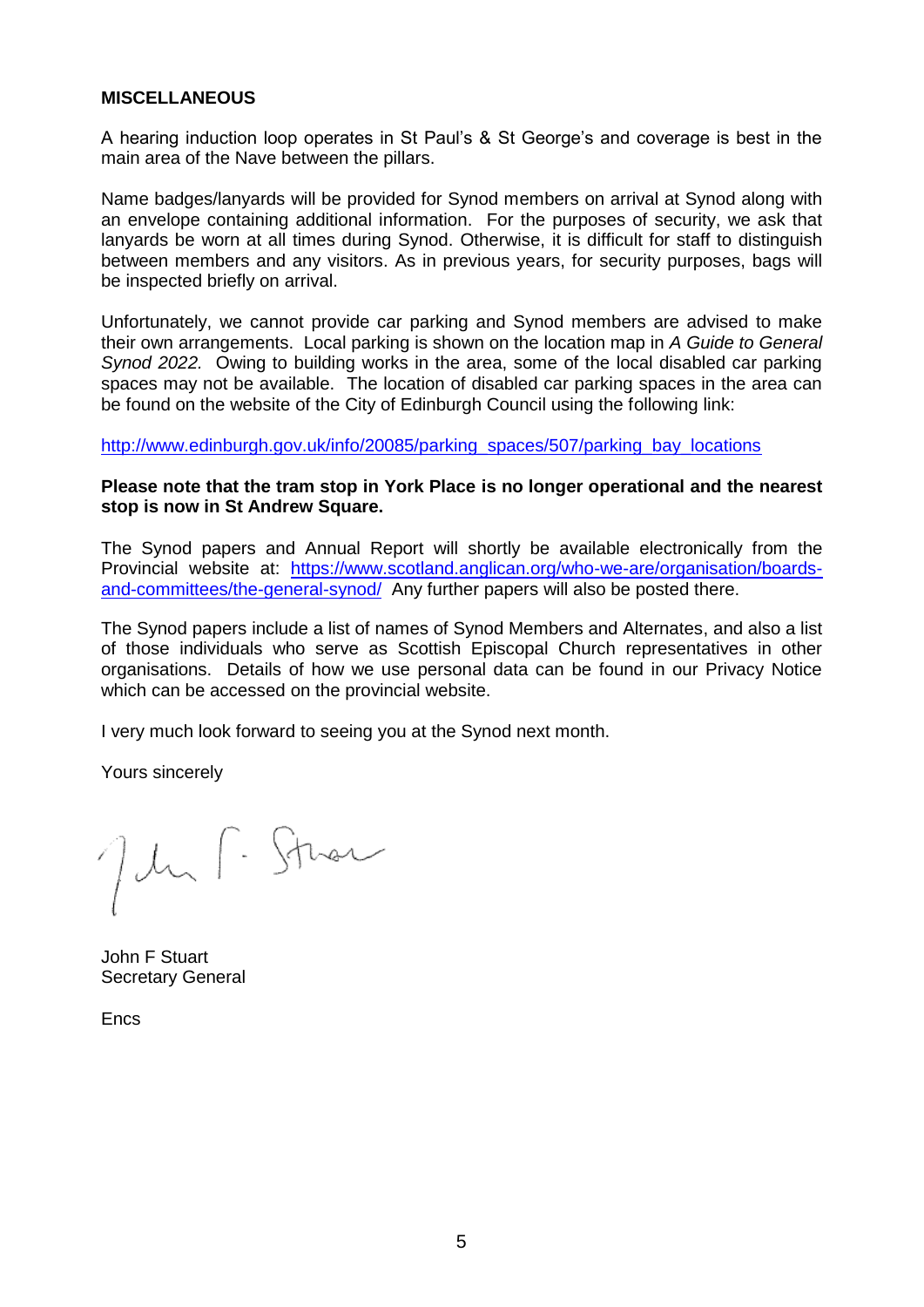**MISCELLANEOUS**

A hearing induction loop operates in St Paul's & St George's and coverage is best in the main area of the Nave between the pillars.

Name badges/lanyards will be provided for Synod members on arrival at Synod along with an envelope containing additional information. For the purposes of security, we ask that lanyards be worn at all times during Synod. Otherwise, it is difficult for staff to distinguish between members and any visitors. As in previous years, for security purposes, bags will be inspected briefly on arrival.

Unfortunately, we cannot provide car parking and Synod members are advised to make their own arrangements. Local parking is shown on the location map in *A Guide to General Synod 2022.* Owing to building works in the area, some of the local disabled car parking spaces may not be available. The location of disabled car parking spaces in the area can be found on the website of the City of Edinburgh Council using the following link:

http://www.edinburgh.gov.uk/info/20085/parking_spaces/507/parking_bay_locations

**Please note that the tram stop in York Place is no longer operational and the nearest stop is now in St Andrew Square.**

The Synod papers and Annual Report will shortly be available electronically from the Provincial website at: https://www.scotland.anglican.org/who-we-are/organisation/boards-and-committees/the-general-synod/ Any further papers will also be posted there.

The Synod papers include a list of names of Synod Members and Alternates, and also a list of those individuals who serve as Scottish Episcopal Church representatives in other organisations. Details of how we use personal data can be found in our Privacy Notice which can be accessed on the provincial website.

I very much look forward to seeing you at the Synod next month.

Yours sincerely

John F Stuart
Secretary General

Encs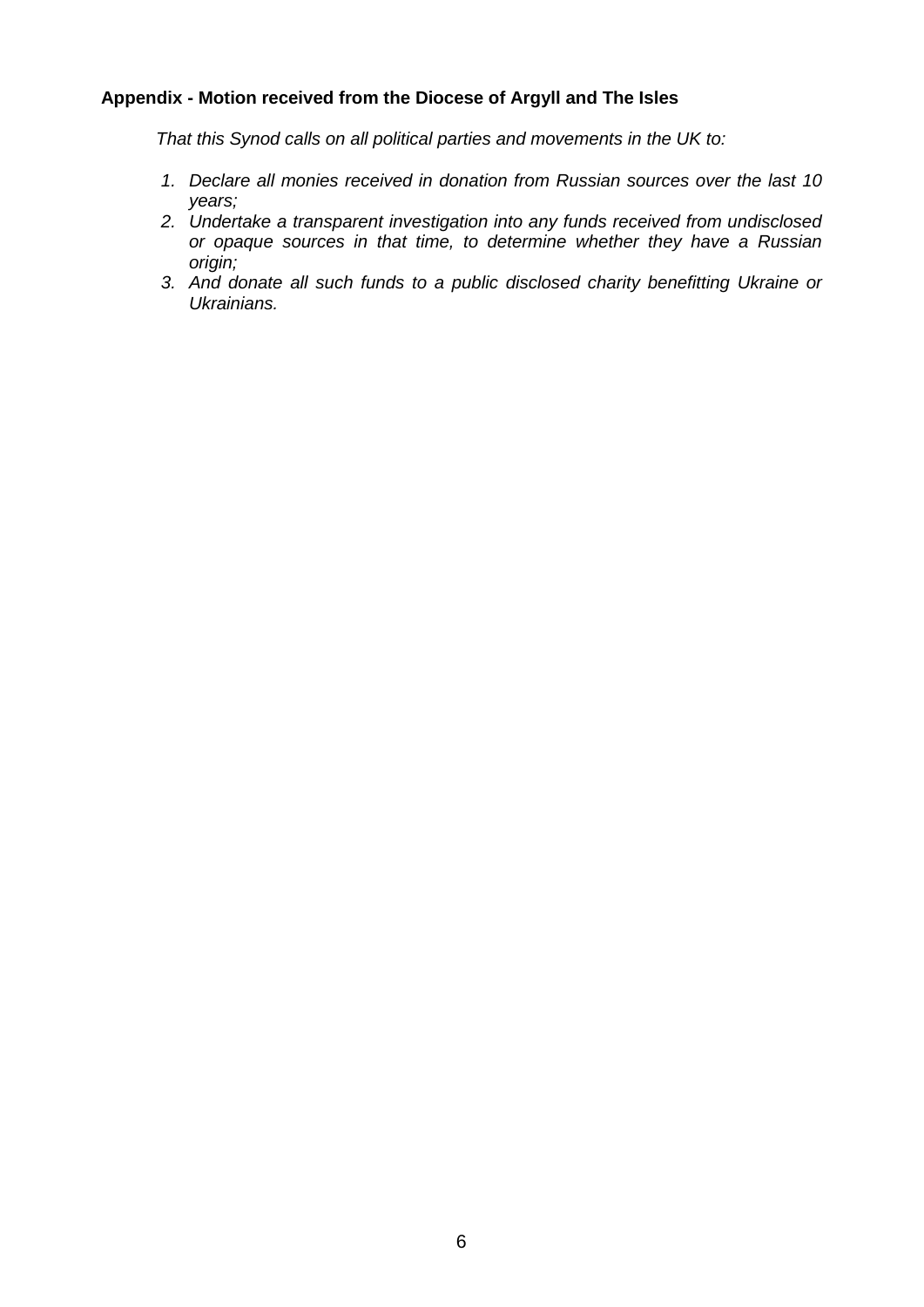**Appendix - Motion received from the Diocese of Argyll and The Isles**

*That this Synod calls on all political parties and movements in the UK to:*

1. *Declare all monies received in donation from Russian sources over the last 10 years;*
2. *Undertake a transparent investigation into any funds received from undisclosed or opaque sources in that time, to determine whether they have a Russian origin;*
3. *And donate all such funds to a public disclosed charity benefitting Ukraine or Ukrainians.*